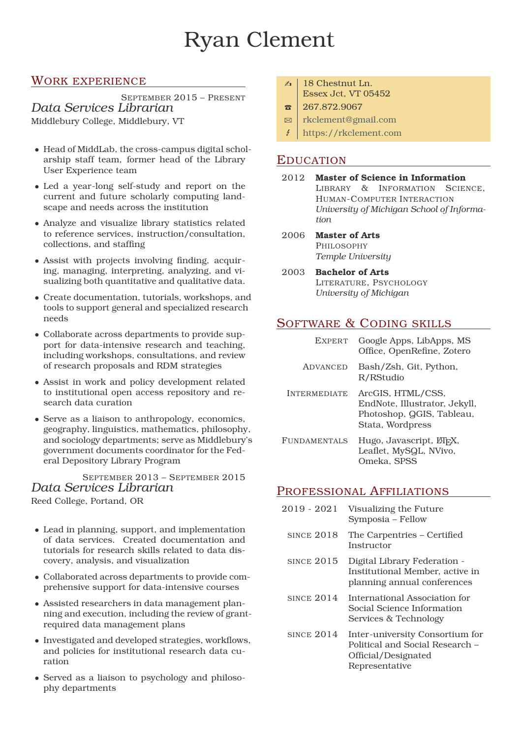# Ryan Clement

18 Chestnut Ln.
Essex Jct, VT 05452
267.872.9067
rkclement@gmail.com
https://rkclement.com

## Work experience

September 2015 – Present

### *Data Services Librarian*

Middlebury College, Middlebury, VT

- Head of MiddLab, the cross-campus digital scholarship staff team, former head of the Library User Experience team
- Led a year-long self-study and report on the current and future scholarly computing landscape and needs across the institution
- Analyze and visualize library statistics related to reference services, instruction/consultation, collections, and staffing
- Assist with projects involving finding, acquiring, managing, interpreting, analyzing, and visualizing both quantitative and qualitative data.
- Create documentation, tutorials, workshops, and tools to support general and specialized research needs
- Collaborate across departments to provide support for data-intensive research and teaching, including workshops, consultations, and review of research proposals and RDM strategies
- Assist in work and policy development related to institutional open access repository and research data curation
- Serve as a liaison to anthropology, economics, geography, linguistics, mathematics, philosophy, and sociology departments; serve as Middlebury's government documents coordinator for the Federal Depository Library Program

September 2013 – September 2015

### *Data Services Librarian*

Reed College, Portand, OR

- Lead in planning, support, and implementation of data services. Created documentation and tutorials for research skills related to data discovery, analysis, and visualization
- Collaborated across departments to provide comprehensive support for data-intensive courses
- Assisted researchers in data management planning and execution, including the review of grant-required data management plans
- Investigated and developed strategies, workflows, and policies for institutional research data curation
- Served as a liaison to psychology and philosophy departments

## Education

**2012 — Master of Science in Information**
Library & Information Science, Human-Computer Interaction
*University of Michigan School of Information*

**2006 — Master of Arts**
Philosophy
*Temple University*

**2003 — Bachelor of Arts**
Literature, Psychology
*University of Michigan*

## Software & Coding skills

| Level | Skills |
|---|---|
| Expert | Google Apps, LibApps, MS Office, OpenRefine, Zotero |
| Advanced | Bash/Zsh, Git, Python, R/RStudio |
| Intermediate | ArcGIS, HTML/CSS, EndNote, Illustrator, Jekyll, Photoshop, QGIS, Tableau, Stata, Wordpress |
| Fundamentals | Hugo, Javascript, LaTeX, Leaflet, MySQL, NVivo, Omeka, SPSS |

## Professional Affiliations

| Years | Affiliation |
|---|---|
| 2019 - 2021 | Visualizing the Future Symposia – Fellow |
| since 2018 | The Carpentries – Certified Instructor |
| since 2015 | Digital Library Federation - Institutional Member, active in planning annual conferences |
| since 2014 | International Association for Social Science Information Services & Technology |
| since 2014 | Inter-university Consortium for Political and Social Research – Official/Designated Representative |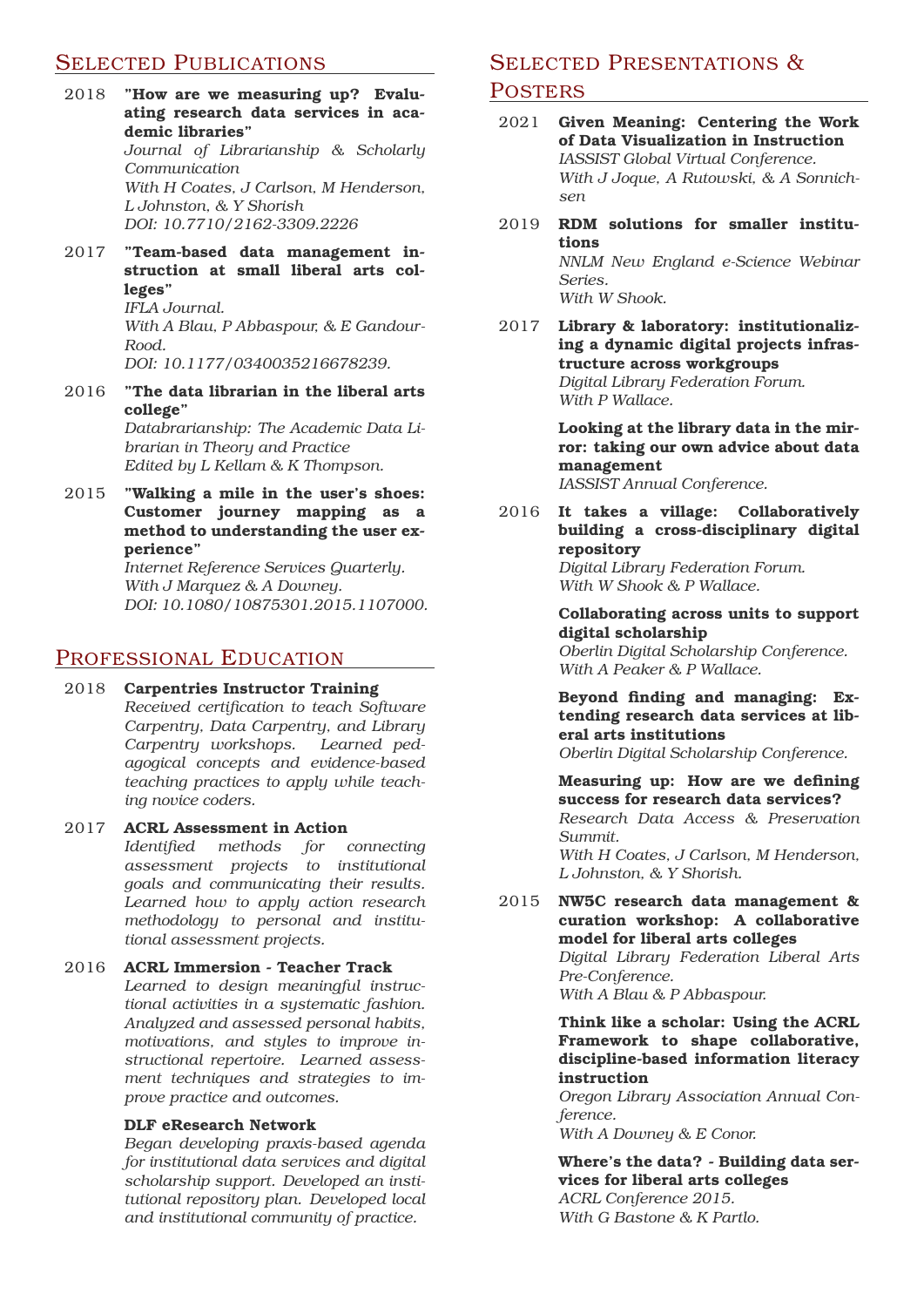## Selected Publications

2018 **"How are we measuring up? Evaluating research data services in academic libraries"**
*Journal of Librarianship & Scholarly Communication*
*With H Coates, J Carlson, M Henderson, L Johnston, & Y Shorish*
*DOI: 10.7710/2162-3309.2226*

2017 **"Team-based data management instruction at small liberal arts colleges"**
*IFLA Journal.*
*With A Blau, P Abbaspour, & E Gandour-Rood.*
*DOI: 10.1177/0340035216678239.*

2016 **"The data librarian in the liberal arts college"**
*Databrarianship: The Academic Data Librarian in Theory and Practice*
*Edited by L Kellam & K Thompson.*

2015 **"Walking a mile in the user's shoes: Customer journey mapping as a method to understanding the user experience"**
*Internet Reference Services Quarterly.*
*With J Marquez & A Downey.*
*DOI: 10.1080/10875301.2015.1107000.*

## Professional Education

2018 **Carpentries Instructor Training**
*Received certification to teach Software Carpentry, Data Carpentry, and Library Carpentry workshops. Learned pedagogical concepts and evidence-based teaching practices to apply while teaching novice coders.*

2017 **ACRL Assessment in Action**
*Identified methods for connecting assessment projects to institutional goals and communicating their results. Learned how to apply action research methodology to personal and institutional assessment projects.*

2016 **ACRL Immersion - Teacher Track**
*Learned to design meaningful instructional activities in a systematic fashion. Analyzed and assessed personal habits, motivations, and styles to improve instructional repertoire. Learned assessment techniques and strategies to improve practice and outcomes.*

**DLF eResearch Network**
*Began developing praxis-based agenda for institutional data services and digital scholarship support. Developed an institutional repository plan. Developed local and institutional community of practice.*

## Selected Presentations & Posters

2021 **Given Meaning: Centering the Work of Data Visualization in Instruction**
*IASSIST Global Virtual Conference.*
*With J Joque, A Rutowski, & A Sonnichsen*

2019 **RDM solutions for smaller institutions**
*NNLM New England e-Science Webinar Series.*
*With W Shook.*

2017 **Library & laboratory: institutionalizing a dynamic digital projects infrastructure across workgroups**
*Digital Library Federation Forum.*
*With P Wallace.*

**Looking at the library data in the mirror: taking our own advice about data management**
*IASSIST Annual Conference.*

2016 **It takes a village: Collaboratively building a cross-disciplinary digital repository**
*Digital Library Federation Forum.*
*With W Shook & P Wallace.*

**Collaborating across units to support digital scholarship**
*Oberlin Digital Scholarship Conference.*
*With A Peaker & P Wallace.*

**Beyond finding and managing: Extending research data services at liberal arts institutions**
*Oberlin Digital Scholarship Conference.*

**Measuring up: How are we defining success for research data services?**
*Research Data Access & Preservation Summit.*
*With H Coates, J Carlson, M Henderson, L Johnston, & Y Shorish.*

2015 **NW5C research data management & curation workshop: A collaborative model for liberal arts colleges**
*Digital Library Federation Liberal Arts Pre-Conference.*
*With A Blau & P Abbaspour.*

**Think like a scholar: Using the ACRL Framework to shape collaborative, discipline-based information literacy instruction**
*Oregon Library Association Annual Conference.*
*With A Downey & E Conor.*

**Where's the data? - Building data services for liberal arts colleges**
*ACRL Conference 2015.*
*With G Bastone & K Partlo.*